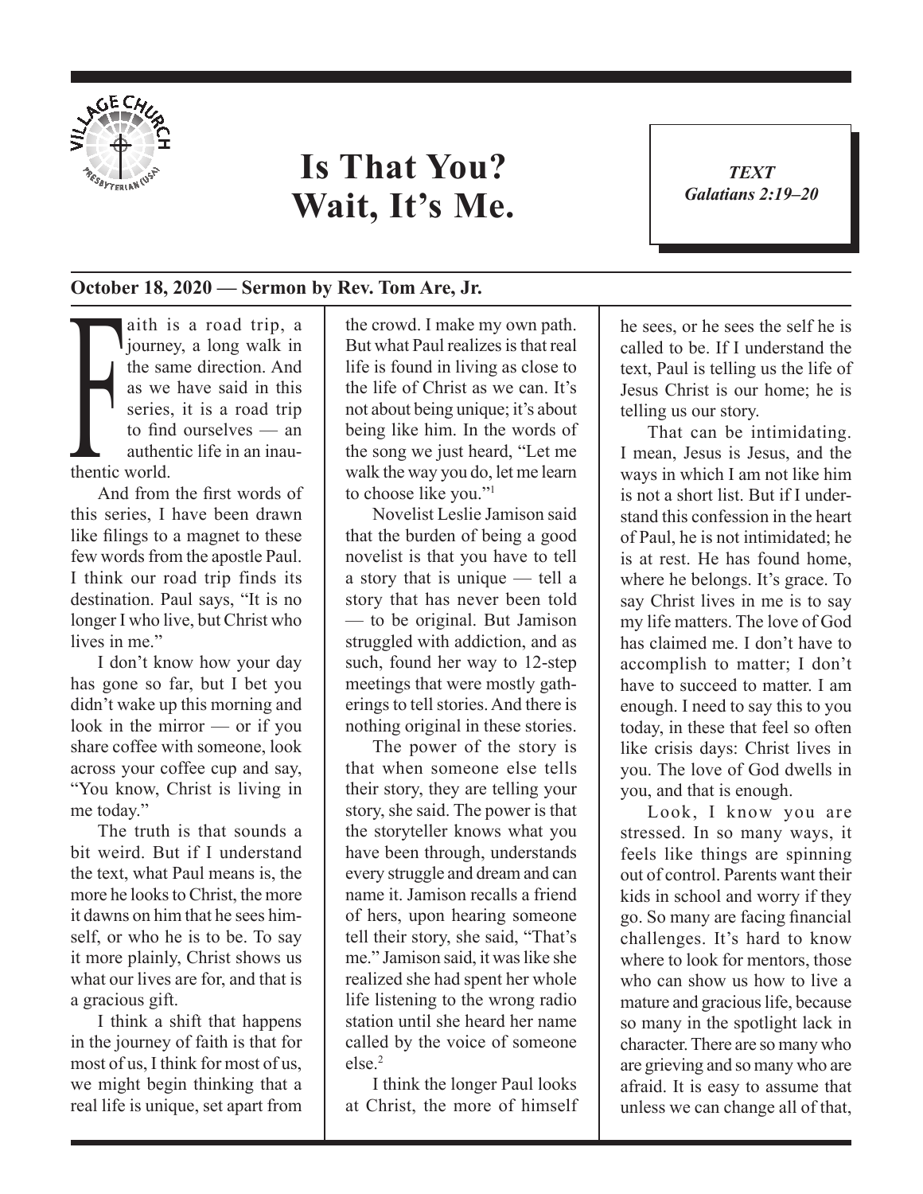# Is That You? Wait, It's Me.

*TEXT*
*Galatians 2:19–20*

**October 18, 2020 — Sermon by Rev. Tom Are, Jr.**

Faith is a road trip, a journey, a long walk in the same direction. And as we have said in this series, it is a road trip to find ourselves — an authentic life in an inauthentic world.

And from the first words of this series, I have been drawn like filings to a magnet to these few words from the apostle Paul. I think our road trip finds its destination. Paul says, "It is no longer I who live, but Christ who lives in me."

I don't know how your day has gone so far, but I bet you didn't wake up this morning and look in the mirror — or if you share coffee with someone, look across your coffee cup and say, "You know, Christ is living in me today."

The truth is that sounds a bit weird. But if I understand the text, what Paul means is, the more he looks to Christ, the more it dawns on him that he sees himself, or who he is to be. To say it more plainly, Christ shows us what our lives are for, and that is a gracious gift.

I think a shift that happens in the journey of faith is that for most of us, I think for most of us, we might begin thinking that a real life is unique, set apart from the crowd. I make my own path. But what Paul realizes is that real life is found in living as close to the life of Christ as we can. It's not about being unique; it's about being like him. In the words of the song we just heard, "Let me walk the way you do, let me learn to choose like you."[1]

Novelist Leslie Jamison said that the burden of being a good novelist is that you have to tell a story that is unique — tell a story that has never been told — to be original. But Jamison struggled with addiction, and as such, found her way to 12-step meetings that were mostly gatherings to tell stories. And there is nothing original in these stories.

The power of the story is that when someone else tells their story, they are telling your story, she said. The power is that the storyteller knows what you have been through, understands every struggle and dream and can name it. Jamison recalls a friend of hers, upon hearing someone tell their story, she said, "That's me." Jamison said, it was like she realized she had spent her whole life listening to the wrong radio station until she heard her name called by the voice of someone else.[2]

I think the longer Paul looks at Christ, the more of himself he sees, or he sees the self he is called to be. If I understand the text, Paul is telling us the life of Jesus Christ is our home; he is telling us our story.

That can be intimidating. I mean, Jesus is Jesus, and the ways in which I am not like him is not a short list. But if I understand this confession in the heart of Paul, he is not intimidated; he is at rest. He has found home, where he belongs. It's grace. To say Christ lives in me is to say my life matters. The love of God has claimed me. I don't have to accomplish to matter; I don't have to succeed to matter. I am enough. I need to say this to you today, in these that feel so often like crisis days: Christ lives in you. The love of God dwells in you, and that is enough.

Look, I know you are stressed. In so many ways, it feels like things are spinning out of control. Parents want their kids in school and worry if they go. So many are facing financial challenges. It's hard to know where to look for mentors, those who can show us how to live a mature and gracious life, because so many in the spotlight lack in character. There are so many who are grieving and so many who are afraid. It is easy to assume that unless we can change all of that,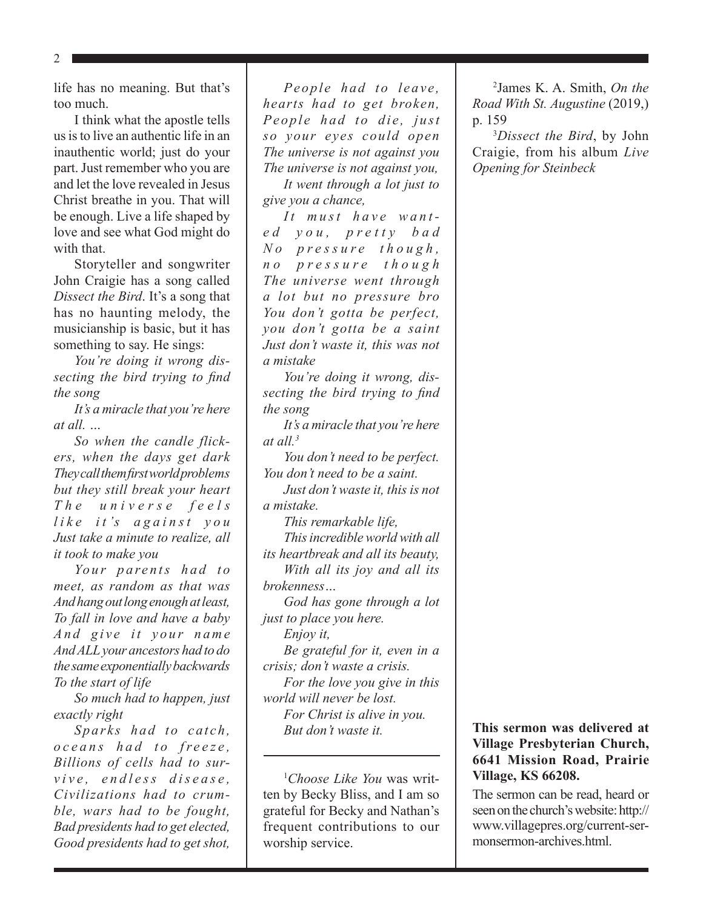life has no meaning. But that's too much.

I think what the apostle tells us is to live an authentic life in an inauthentic world; just do your part. Just remember who you are and let the love revealed in Jesus Christ breathe in you. That will be enough. Live a life shaped by love and see what God might do with that.

Storyteller and songwriter John Craigie has a song called *Dissect the Bird*. It's a song that has no haunting melody, the musicianship is basic, but it has something to say. He sings:

*You're doing it wrong dissecting the bird trying to find the song*

*It's a miracle that you're here at all. …*

*So when the candle flickers, when the days get dark*
*They call them first world problems but they still break your heart*
*The universe feels like it's against you*
*Just take a minute to realize, all it took to make you*

*Your parents had to meet, as random as that was*
*And hang out long enough at least,*
*To fall in love and have a baby*
*And give it your name*
*And ALL your ancestors had to do the same exponentially backwards*
*To the start of life*

*So much had to happen, just exactly right*

*Sparks had to catch, oceans had to freeze,*
*Billions of cells had to survive, endless disease,*
*Civilizations had to crumble, wars had to be fought,*
*Bad presidents had to get elected,*
*Good presidents had to get shot,*

*People had to leave, hearts had to get broken,*
*People had to die, just so your eyes could open*
*The universe is not against you*
*The universe is not against you,*

*It went through a lot just to give you a chance,*

*It must have wanted you, pretty bad*
*No pressure though, no pressure though*
*The universe went through a lot but no pressure bro*
*You don't gotta be perfect, you don't gotta be a saint*
*Just don't waste it, this was not a mistake*

*You're doing it wrong, dissecting the bird trying to find the song*

*It's a miracle that you're here at all.*[3]

*You don't need to be perfect.*
*You don't need to be a saint.*

*Just don't waste it, this is not a mistake.*

*This remarkable life,*

*This incredible world with all its heartbreak and all its beauty,*

*With all its joy and all its brokenness…*

*God has gone through a lot just to place you here.*

*Enjoy it,*

*Be grateful for it, even in a crisis; don't waste a crisis.*

*For the love you give in this world will never be lost.*

*For Christ is alive in you.*

*But don't waste it.*

---

[1] *Choose Like You* was written by Becky Bliss, and I am so grateful for Becky and Nathan's frequent contributions to our worship service.

[2] James K. A. Smith, *On the Road With St. Augustine* (2019,) p. 159

[3] *Dissect the Bird*, by John Craigie, from his album *Live Opening for Steinbeck*

**This sermon was delivered at Village Presbyterian Church, 6641 Mission Road, Prairie Village, KS 66208.**

The sermon can be read, heard or seen on the church's website: http://www.villagepres.org/current-sermonsermon-archives.html.